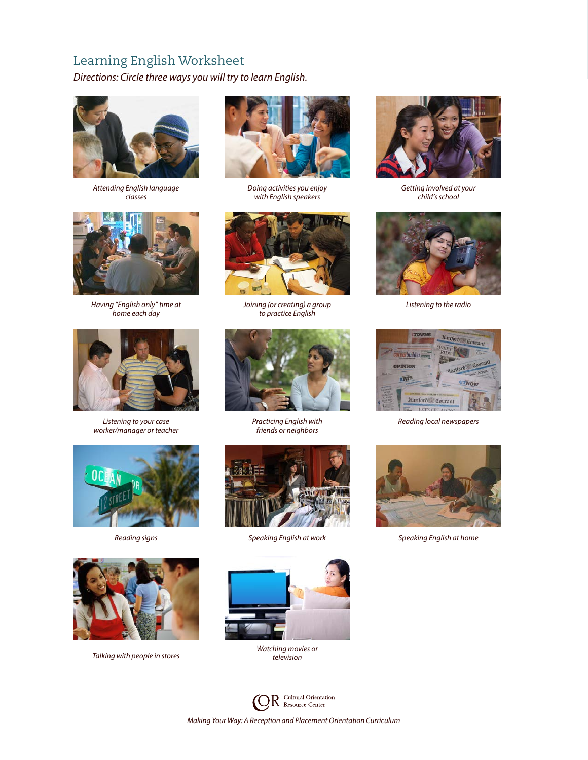## Learning English Worksheet

*Directions: Circle three ways you will try to learn English.*

*Attending English language classes*

*Doing activities you enjoy with English speakers*

*Getting involved at your child's school*

*Having "English only" time at home each day*

*Joining (or creating) a group to practice English*

*Listening to the radio*

*Listening to your case worker/manager or teacher*

*Practicing English with friends or neighbors*

*Reading local newspapers*

*Reading signs*

*Speaking English at work*

*Speaking English at home*

*Talking with people in stores*

*Watching movies or television*

Cultural Orientation Resource Center

*Making Your Way: A Reception and Placement Orientation Curriculum*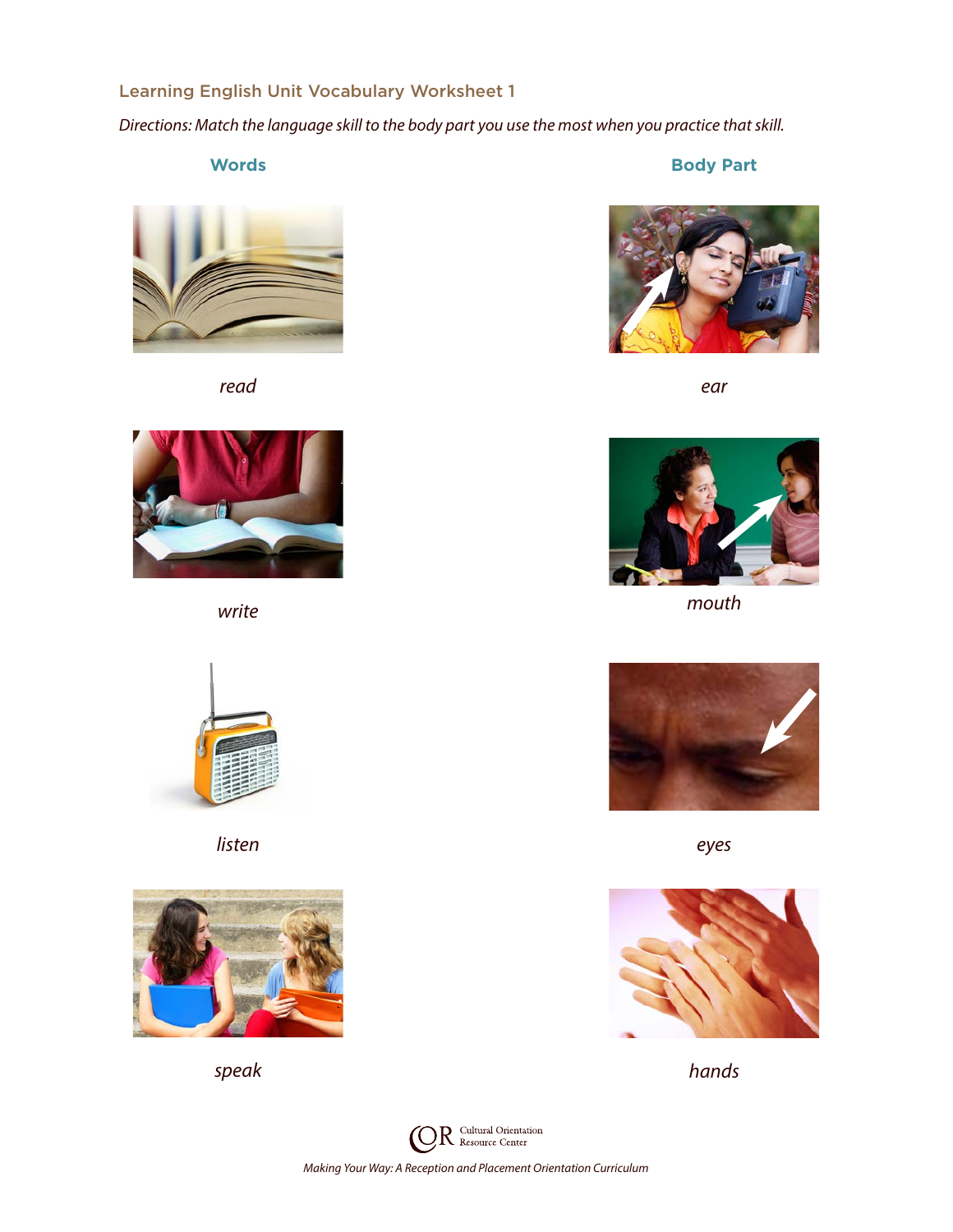## Learning English Unit Vocabulary Worksheet 1

*Directions: Match the language skill to the body part you use the most when you practice that skill.*

| Words | Body Part |
|---|---|
| *read* | *ear* |
| *write* | *mouth* |
| *listen* | *eyes* |
| *speak* | *hands* |

*Making Your Way: A Reception and Placement Orientation Curriculum*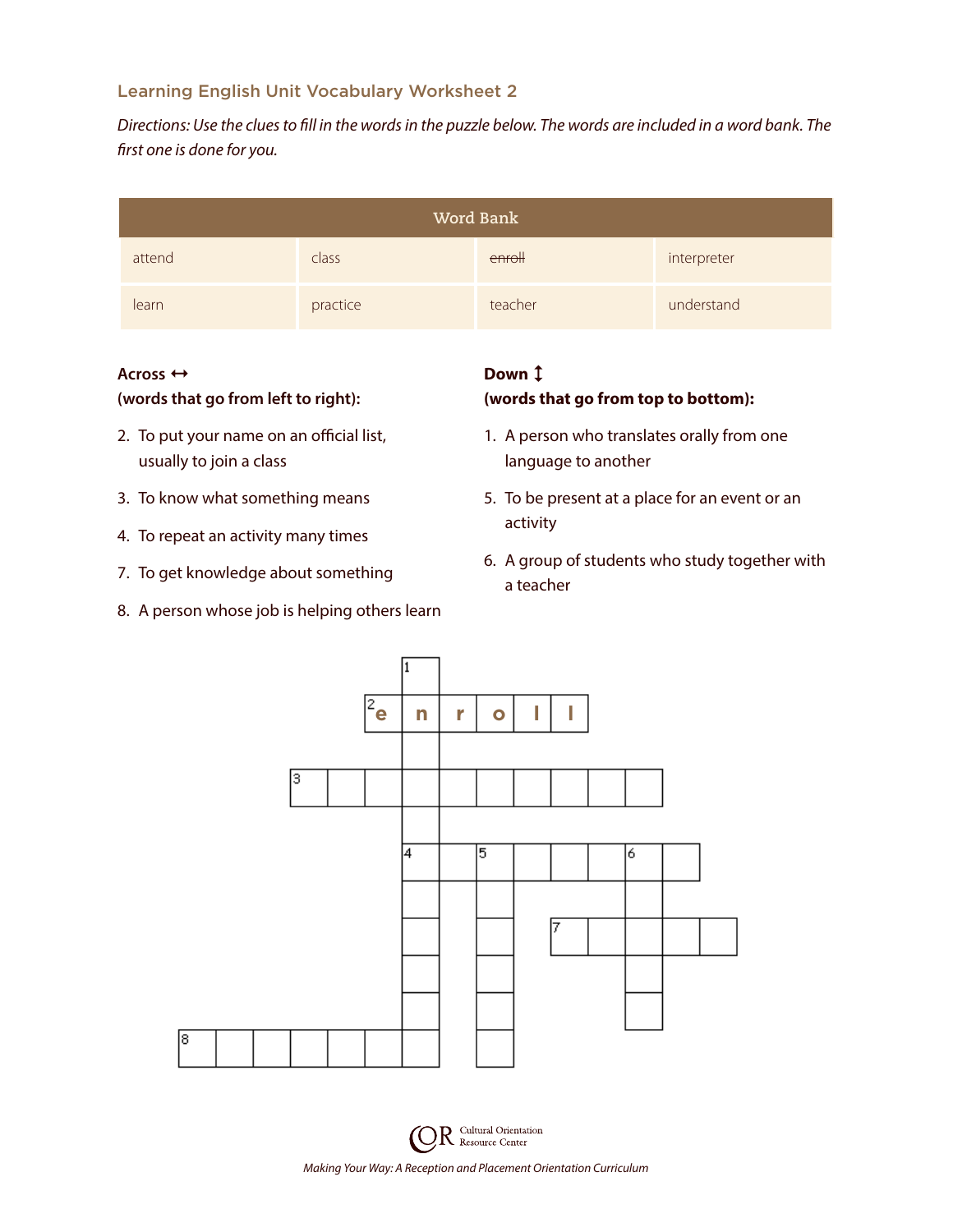## Learning English Unit Vocabulary Worksheet 2

*Directions: Use the clues to fill in the words in the puzzle below. The words are included in a word bank. The first one is done for you.*

| Word Bank | | | |
|---|---|---|---|
| attend | class | ~~enroll~~ | interpreter |
| learn | practice | teacher | understand |

**Across ↔**
**(words that go from left to right):**

2. To put your name on an official list, usually to join a class
3. To know what something means
4. To repeat an activity many times
7. To get knowledge about something
8. A person whose job is helping others learn

**Down ↕**
**(words that go from top to bottom):**

1. A person who translates orally from one language to another
5. To be present at a place for an event or an activity
6. A group of students who study together with a teacher

2 e n r o l l

Cultural Orientation Resource Center

*Making Your Way: A Reception and Placement Orientation Curriculum*